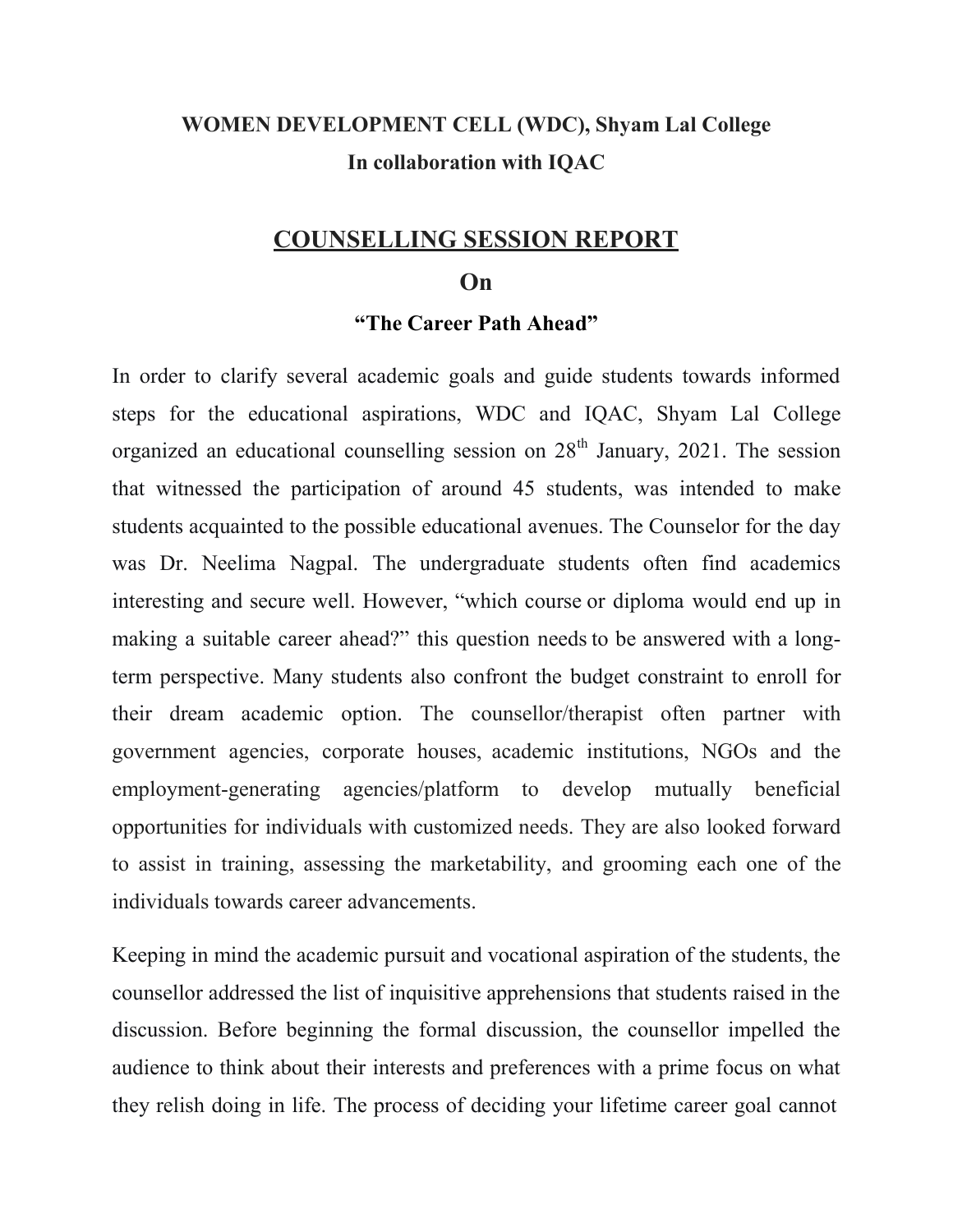**WOMEN DEVELOPMENT CELL (WDC), Shyam Lal College**

**In collaboration with IQAC**

# COUNSELLING SESSION REPORT

## On

### "The Career Path Ahead"

In order to clarify several academic goals and guide students towards informed steps for the educational aspirations, WDC and IQAC, Shyam Lal College organized an educational counselling session on 28th January, 2021. The session that witnessed the participation of around 45 students, was intended to make students acquainted to the possible educational avenues. The Counselor for the day was Dr. Neelima Nagpal. The undergraduate students often find academics interesting and secure well. However, "which course or diploma would end up in making a suitable career ahead?" this question needs to be answered with a long-term perspective. Many students also confront the budget constraint to enroll for their dream academic option. The counsellor/therapist often partner with government agencies, corporate houses, academic institutions, NGOs and the employment-generating agencies/platform to develop mutually beneficial opportunities for individuals with customized needs. They are also looked forward to assist in training, assessing the marketability, and grooming each one of the individuals towards career advancements.

Keeping in mind the academic pursuit and vocational aspiration of the students, the counsellor addressed the list of inquisitive apprehensions that students raised in the discussion. Before beginning the formal discussion, the counsellor impelled the audience to think about their interests and preferences with a prime focus on what they relish doing in life. The process of deciding your lifetime career goal cannot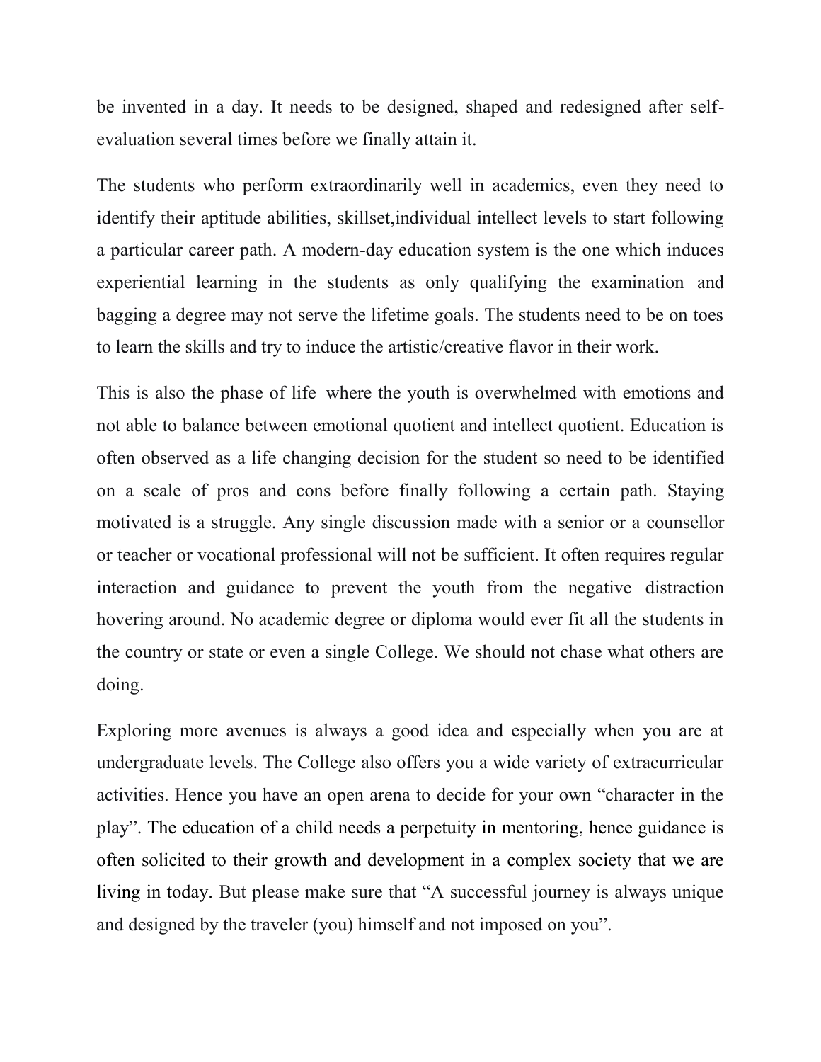be invented in a day. It needs to be designed, shaped and redesigned after self-evaluation several times before we finally attain it.

The students who perform extraordinarily well in academics, even they need to identify their aptitude abilities, skillset,individual intellect levels to start following a particular career path. A modern-day education system is the one which induces experiential learning in the students as only qualifying the examination and bagging a degree may not serve the lifetime goals. The students need to be on toes to learn the skills and try to induce the artistic/creative flavor in their work.

This is also the phase of life where the youth is overwhelmed with emotions and not able to balance between emotional quotient and intellect quotient. Education is often observed as a life changing decision for the student so need to be identified on a scale of pros and cons before finally following a certain path. Staying motivated is a struggle. Any single discussion made with a senior or a counsellor or teacher or vocational professional will not be sufficient. It often requires regular interaction and guidance to prevent the youth from the negative distraction hovering around. No academic degree or diploma would ever fit all the students in the country or state or even a single College. We should not chase what others are doing.

Exploring more avenues is always a good idea and especially when you are at undergraduate levels. The College also offers you a wide variety of extracurricular activities. Hence you have an open arena to decide for your own "character in the play". The education of a child needs a perpetuity in mentoring, hence guidance is often solicited to their growth and development in a complex society that we are living in today. But please make sure that "A successful journey is always unique and designed by the traveler (you) himself and not imposed on you".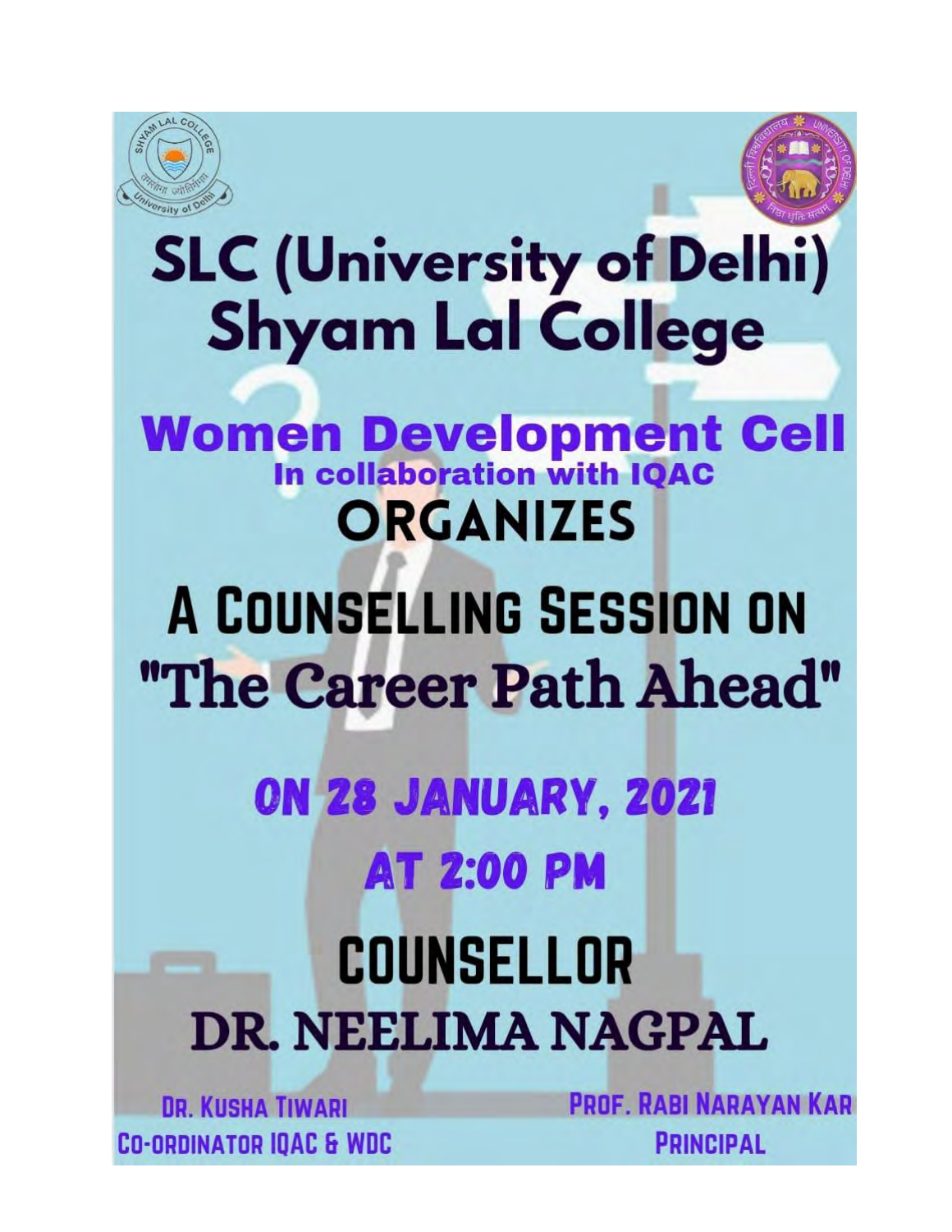# SLC (University of Delhi)
# Shyam Lal College

## Women Development Cell

In collaboration with IQAC

## ORGANIZES

## A COUNSELLING SESSION ON
## "The Career Path Ahead"

**ON 28 JANUARY, 2021**

**AT 2:00 PM**

## COUNSELLOR
## DR. NEELIMA NAGPAL

DR. KUSHA TIWARI
CO-ORDINATOR IQAC & WDC

PROF. RABI NARAYAN KAR
PRINCIPAL